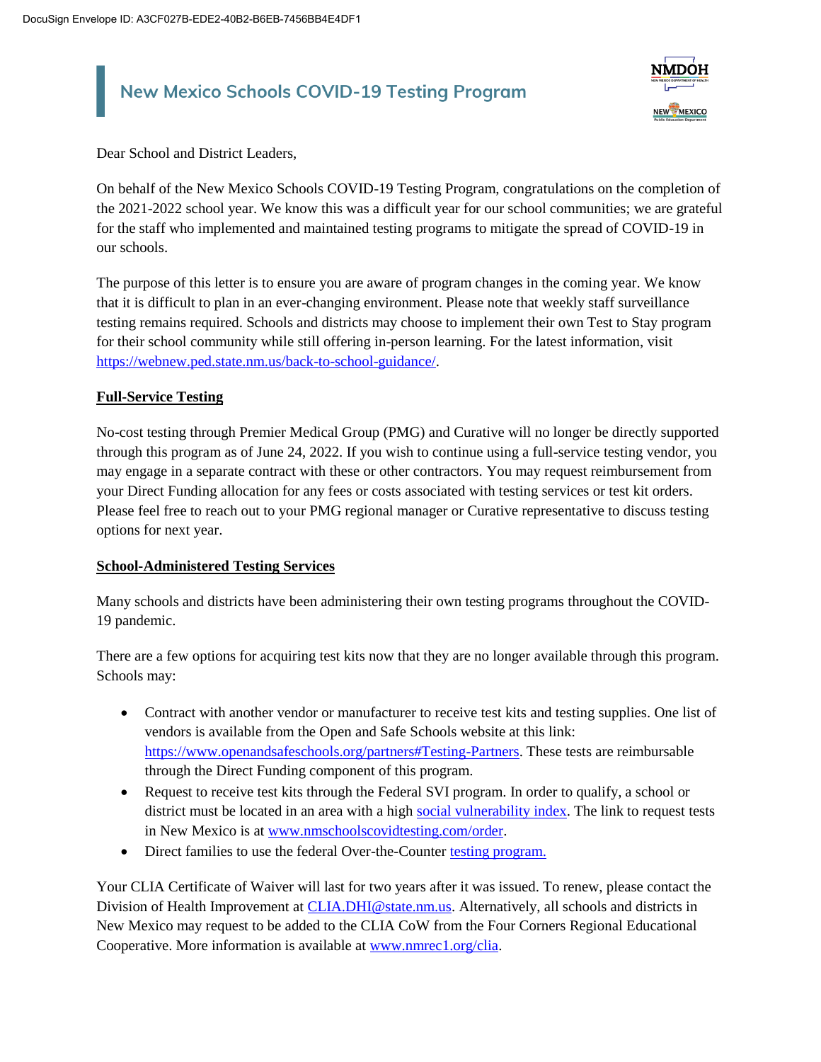# New Mexico Schools COVID-19 Testing Program

Dear School and District Leaders,

On behalf of the New Mexico Schools COVID-19 Testing Program, congratulations on the completion of the 2021-2022 school year. We know this was a difficult year for our school communities; we are grateful for the staff who implemented and maintained testing programs to mitigate the spread of COVID-19 in our schools.

The purpose of this letter is to ensure you are aware of program changes in the coming year. We know that it is difficult to plan in an ever-changing environment. Please note that weekly staff surveillance testing remains required. Schools and districts may choose to implement their own Test to Stay program for their school community while still offering in-person learning. For the latest information, visit https://webnew.ped.state.nm.us/back-to-school-guidance/.

## Full-Service Testing

No-cost testing through Premier Medical Group (PMG) and Curative will no longer be directly supported through this program as of June 24, 2022. If you wish to continue using a full-service testing vendor, you may engage in a separate contract with these or other contractors. You may request reimbursement from your Direct Funding allocation for any fees or costs associated with testing services or test kit orders. Please feel free to reach out to your PMG regional manager or Curative representative to discuss testing options for next year.

## School-Administered Testing Services

Many schools and districts have been administering their own testing programs throughout the COVID-19 pandemic.

There are a few options for acquiring test kits now that they are no longer available through this program. Schools may:

- Contract with another vendor or manufacturer to receive test kits and testing supplies. One list of vendors is available from the Open and Safe Schools website at this link: https://www.openandsafeschools.org/partners#Testing-Partners. These tests are reimbursable through the Direct Funding component of this program.
- Request to receive test kits through the Federal SVI program. In order to qualify, a school or district must be located in an area with a high social vulnerability index. The link to request tests in New Mexico is at www.nmschoolscovidtesting.com/order.
- Direct families to use the federal Over-the-Counter testing program.

Your CLIA Certificate of Waiver will last for two years after it was issued. To renew, please contact the Division of Health Improvement at CLIA.DHI@state.nm.us. Alternatively, all schools and districts in New Mexico may request to be added to the CLIA CoW from the Four Corners Regional Educational Cooperative. More information is available at www.nmrec1.org/clia.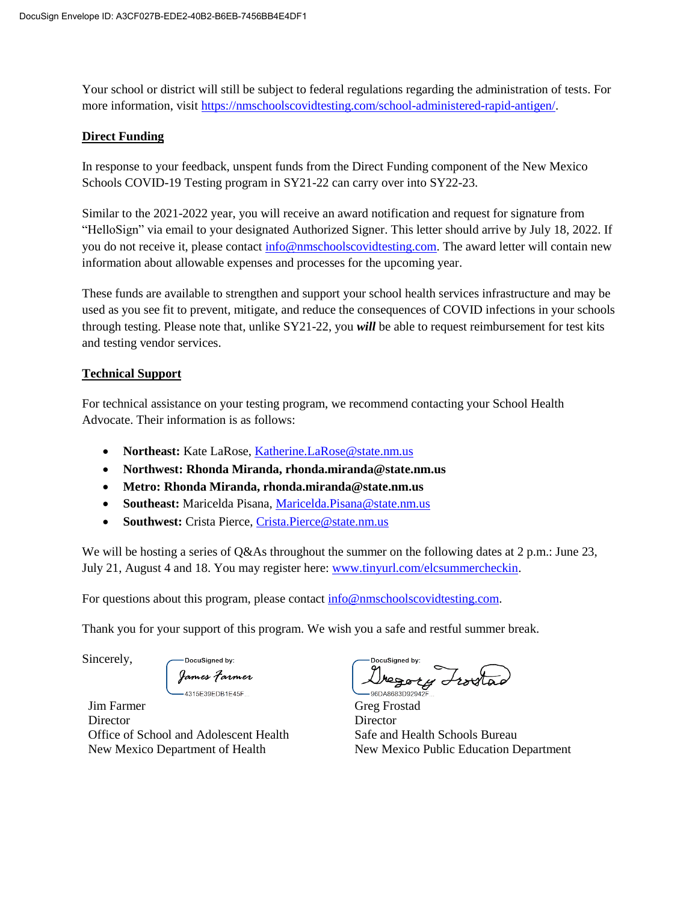Your school or district will still be subject to federal regulations regarding the administration of tests. For more information, visit https://nmschoolscovidtesting.com/school-administered-rapid-antigen/.

## Direct Funding

In response to your feedback, unspent funds from the Direct Funding component of the New Mexico Schools COVID-19 Testing program in SY21-22 can carry over into SY22-23.

Similar to the 2021-2022 year, you will receive an award notification and request for signature from "HelloSign" via email to your designated Authorized Signer. This letter should arrive by July 18, 2022. If you do not receive it, please contact info@nmschoolscovidtesting.com. The award letter will contain new information about allowable expenses and processes for the upcoming year.

These funds are available to strengthen and support your school health services infrastructure and may be used as you see fit to prevent, mitigate, and reduce the consequences of COVID infections in your schools through testing. Please note that, unlike SY21-22, you ***will*** be able to request reimbursement for test kits and testing vendor services.

## Technical Support

For technical assistance on your testing program, we recommend contacting your School Health Advocate. Their information is as follows:

- **Northeast:** Kate LaRose, Katherine.LaRose@state.nm.us
- **Northwest: Rhonda Miranda, rhonda.miranda@state.nm.us**
- **Metro: Rhonda Miranda, rhonda.miranda@state.nm.us**
- **Southeast:** Maricelda Pisana, Maricelda.Pisana@state.nm.us
- **Southwest:** Crista Pierce, Crista.Pierce@state.nm.us

We will be hosting a series of Q&As throughout the summer on the following dates at 2 p.m.: June 23, July 21, August 4 and 18. You may register here: www.tinyurl.com/elcsummercheckin.

For questions about this program, please contact info@nmschoolscovidtesting.com.

Thank you for your support of this program. We wish you a safe and restful summer break.

Sincerely,

DocuSigned by:
James Farmer
4315E39EDB1E45F...

Jim Farmer
Director
Office of School and Adolescent Health
New Mexico Department of Health

DocuSigned by:
Gregory Frostad
96DA8683D92942F...

Greg Frostad
Director
Safe and Health Schools Bureau
New Mexico Public Education Department